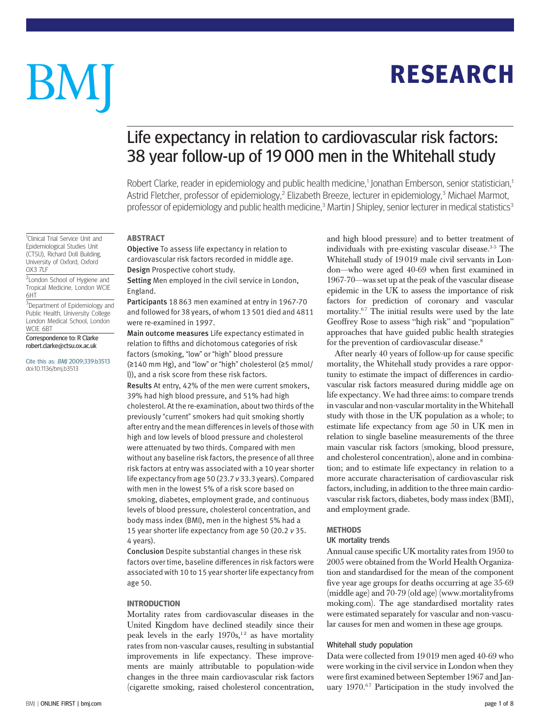# Life expectancy in relation to cardiovascular risk factors: 38 year follow-up of 19 000 men in the Whitehall study

Robert Clarke, reader in epidemiology and public health medicine,[1] Jonathan Emberson, senior statistician,[1] Astrid Fletcher, professor of epidemiology,[2] Elizabeth Breeze, lecturer in epidemiology,[3] Michael Marmot, professor of epidemiology and public health medicine,[3] Martin J Shipley, senior lecturer in medical statistics[3]

[1]Clinical Trial Service Unit and Epidemiological Studies Unit (CTSU), Richard Doll Building, University of Oxford, Oxford OX3 7LF

[2]London School of Hygiene and Tropical Medicine, London WCIE 6HT

[3]Department of Epidemiology and Public Health, University College London Medical School, London WCIE 6BT

Correspondence to: R Clarke robert.clarke@ctsu.ox.ac.uk

Cite this as: *BMJ* 2009;339:b3513 doi:10.1136/bmj.b3513

## ABSTRACT

**Objective** To assess life expectancy in relation to cardiovascular risk factors recorded in middle age.

**Design** Prospective cohort study.

**Setting** Men employed in the civil service in London, England.

**Participants** 18 863 men examined at entry in 1967-70 and followed for 38 years, of whom 13 501 died and 4811 were re-examined in 1997.

**Main outcome measures** Life expectancy estimated in relation to fifths and dichotomous categories of risk factors (smoking, "low" or "high" blood pressure (≥140 mm Hg), and "low" or "high" cholesterol (≥5 mmol/l)), and a risk score from these risk factors.

**Results** At entry, 42% of the men were current smokers, 39% had high blood pressure, and 51% had high cholesterol. At the re-examination, about two thirds of the previously "current" smokers had quit smoking shortly after entry and the mean differences in levels of those with high and low levels of blood pressure and cholesterol were attenuated by two thirds. Compared with men without any baseline risk factors, the presence of all three risk factors at entry was associated with a 10 year shorter life expectancy from age 50 (23.7 *v* 33.3 years). Compared with men in the lowest 5% of a risk score based on smoking, diabetes, employment grade, and continuous levels of blood pressure, cholesterol concentration, and body mass index (BMI), men in the highest 5% had a 15 year shorter life expectancy from age 50 (20.2 *v* 35.4 years).

**Conclusion** Despite substantial changes in these risk factors over time, baseline differences in risk factors were associated with 10 to 15 year shorter life expectancy from age 50.

## INTRODUCTION

Mortality rates from cardiovascular diseases in the United Kingdom have declined steadily since their peak levels in the early 1970s,[1,2] as have mortality rates from non-vascular causes, resulting in substantial improvements in life expectancy. These improvements are mainly attributable to population-wide changes in the three main cardiovascular risk factors (cigarette smoking, raised cholesterol concentration, and high blood pressure) and to better treatment of individuals with pre-existing vascular disease.[3-5] The Whitehall study of 19 019 male civil servants in London—who were aged 40-69 when first examined in 1967-70—was set up at the peak of the vascular disease epidemic in the UK to assess the importance of risk factors for prediction of coronary and vascular mortality.[6,7] The initial results were used by the late Geoffrey Rose to assess "high risk" and "population" approaches that have guided public health strategies for the prevention of cardiovascular disease.[8]

After nearly 40 years of follow-up for cause specific mortality, the Whitehall study provides a rare opportunity to estimate the impact of differences in cardiovascular risk factors measured during middle age on life expectancy. We had three aims: to compare trends in vascular and non-vascular mortality in the Whitehall study with those in the UK population as a whole; to estimate life expectancy from age 50 in UK men in relation to single baseline measurements of the three main vascular risk factors (smoking, blood pressure, and cholesterol concentration), alone and in combination; and to estimate life expectancy in relation to a more accurate characterisation of cardiovascular risk factors, including, in addition to the three main cardiovascular risk factors, diabetes, body mass index (BMI), and employment grade.

## METHODS

### UK mortality trends

Annual cause specific UK mortality rates from 1950 to 2005 were obtained from the World Health Organization and standardised for the mean of the component five year age groups for deaths occurring at age 35-69 (middle age) and 70-79 (old age) (www.mortalityfromsmoking.com). The age standardised mortality rates were estimated separately for vascular and non-vascular causes for men and women in these age groups.

### Whitehall study population

Data were collected from 19 019 men aged 40-69 who were working in the civil service in London when they were first examined between September 1967 and January 1970.[6,7] Participation in the study involved the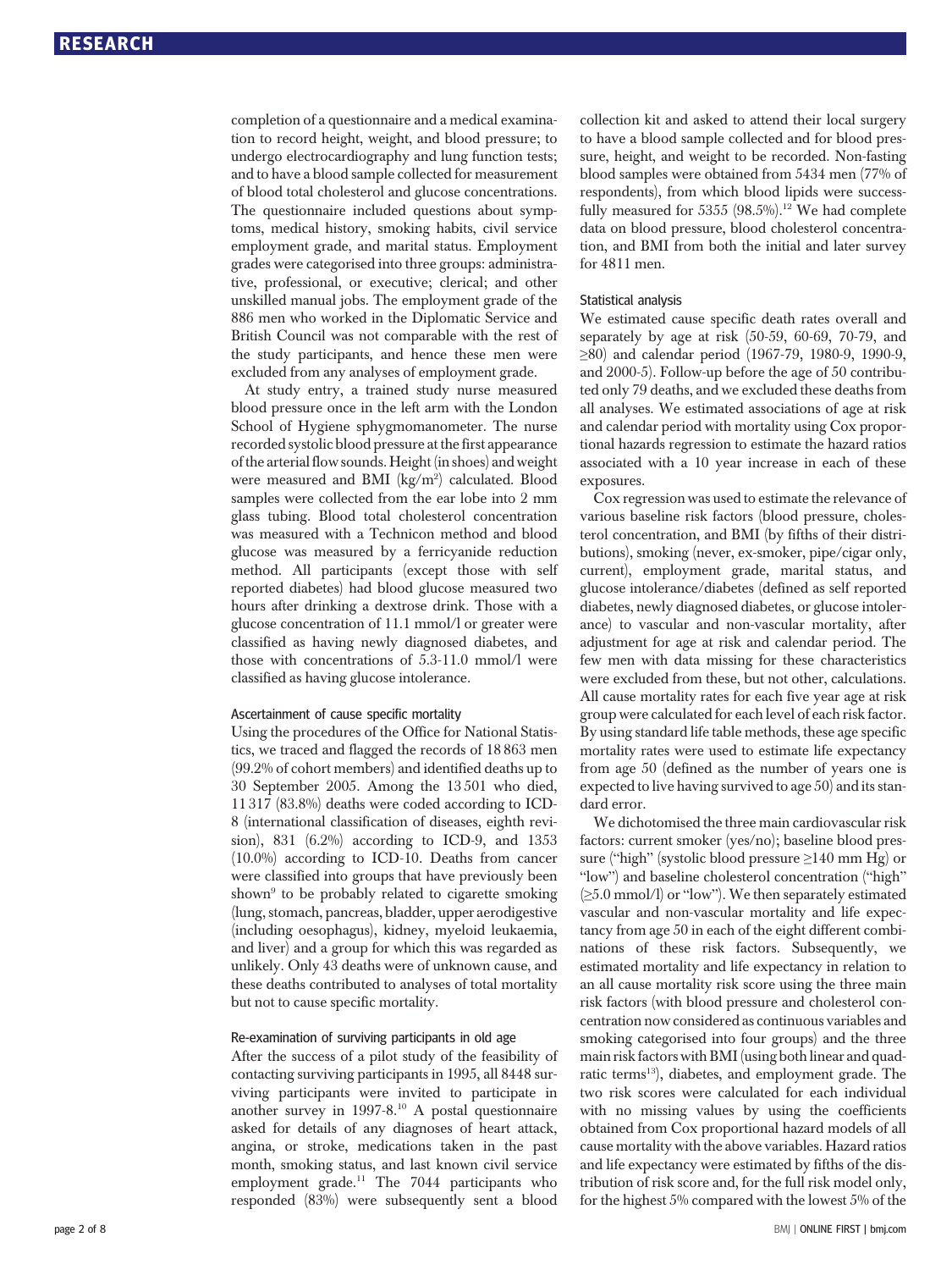completion of a questionnaire and a medical examination to record height, weight, and blood pressure; to undergo electrocardiography and lung function tests; and to have a blood sample collected for measurement of blood total cholesterol and glucose concentrations. The questionnaire included questions about symptoms, medical history, smoking habits, civil service employment grade, and marital status. Employment grades were categorised into three groups: administrative, professional, or executive; clerical; and other unskilled manual jobs. The employment grade of the 886 men who worked in the Diplomatic Service and British Council was not comparable with the rest of the study participants, and hence these men were excluded from any analyses of employment grade.

At study entry, a trained study nurse measured blood pressure once in the left arm with the London School of Hygiene sphygmomanometer. The nurse recorded systolic blood pressure at the first appearance of the arterial flow sounds. Height (in shoes) and weight were measured and BMI (kg/m$^2$) calculated. Blood samples were collected from the ear lobe into 2 mm glass tubing. Blood total cholesterol concentration was measured with a Technicon method and blood glucose was measured by a ferricyanide reduction method. All participants (except those with self reported diabetes) had blood glucose measured two hours after drinking a dextrose drink. Those with a glucose concentration of 11.1 mmol/l or greater were classified as having newly diagnosed diabetes, and those with concentrations of 5.3-11.0 mmol/l were classified as having glucose intolerance.

### Ascertainment of cause specific mortality

Using the procedures of the Office for National Statistics, we traced and flagged the records of 18 863 men (99.2% of cohort members) and identified deaths up to 30 September 2005. Among the 13 501 who died, 11 317 (83.8%) deaths were coded according to ICD-8 (international classification of diseases, eighth revision), 831 (6.2%) according to ICD-9, and 1353 (10.0%) according to ICD-10. Deaths from cancer were classified into groups that have previously been shown[9] to be probably related to cigarette smoking (lung, stomach, pancreas, bladder, upper aerodigestive (including oesophagus), kidney, myeloid leukaemia, and liver) and a group for which this was regarded as unlikely. Only 43 deaths were of unknown cause, and these deaths contributed to analyses of total mortality but not to cause specific mortality.

### Re-examination of surviving participants in old age

After the success of a pilot study of the feasibility of contacting surviving participants in 1995, all 8448 surviving participants were invited to participate in another survey in 1997-8.[10] A postal questionnaire asked for details of any diagnoses of heart attack, angina, or stroke, medications taken in the past month, smoking status, and last known civil service employment grade.[11] The 7044 participants who responded (83%) were subsequently sent a blood collection kit and asked to attend their local surgery to have a blood sample collected and for blood pressure, height, and weight to be recorded. Non-fasting blood samples were obtained from 5434 men (77% of respondents), from which blood lipids were successfully measured for 5355 (98.5%).[12] We had complete data on blood pressure, blood cholesterol concentration, and BMI from both the initial and later survey for 4811 men.

### Statistical analysis

We estimated cause specific death rates overall and separately by age at risk (50-59, 60-69, 70-79, and ≥80) and calendar period (1967-79, 1980-9, 1990-9, and 2000-5). Follow-up before the age of 50 contributed only 79 deaths, and we excluded these deaths from all analyses. We estimated associations of age at risk and calendar period with mortality using Cox proportional hazards regression to estimate the hazard ratios associated with a 10 year increase in each of these exposures.

Cox regression was used to estimate the relevance of various baseline risk factors (blood pressure, cholesterol concentration, and BMI (by fifths of their distributions), smoking (never, ex-smoker, pipe/cigar only, current), employment grade, marital status, and glucose intolerance/diabetes (defined as self reported diabetes, newly diagnosed diabetes, or glucose intolerance) to vascular and non-vascular mortality, after adjustment for age at risk and calendar period. The few men with data missing for these characteristics were excluded from these, but not other, calculations. All cause mortality rates for each five year age at risk group were calculated for each level of each risk factor. By using standard life table methods, these age specific mortality rates were used to estimate life expectancy from age 50 (defined as the number of years one is expected to live having survived to age 50) and its standard error.

We dichotomised the three main cardiovascular risk factors: current smoker (yes/no); baseline blood pressure ("high" (systolic blood pressure ≥140 mm Hg) or "low") and baseline cholesterol concentration ("high" (≥5.0 mmol/l) or "low"). We then separately estimated vascular and non-vascular mortality and life expectancy from age 50 in each of the eight different combinations of these risk factors. Subsequently, we estimated mortality and life expectancy in relation to an all cause mortality risk score using the three main risk factors (with blood pressure and cholesterol concentration now considered as continuous variables and smoking categorised into four groups) and the three main risk factors with BMI (using both linear and quadratic terms[13]), diabetes, and employment grade. The two risk scores were calculated for each individual with no missing values by using the coefficients obtained from Cox proportional hazard models of all cause mortality with the above variables. Hazard ratios and life expectancy were estimated by fifths of the distribution of risk score and, for the full risk model only, for the highest 5% compared with the lowest 5% of the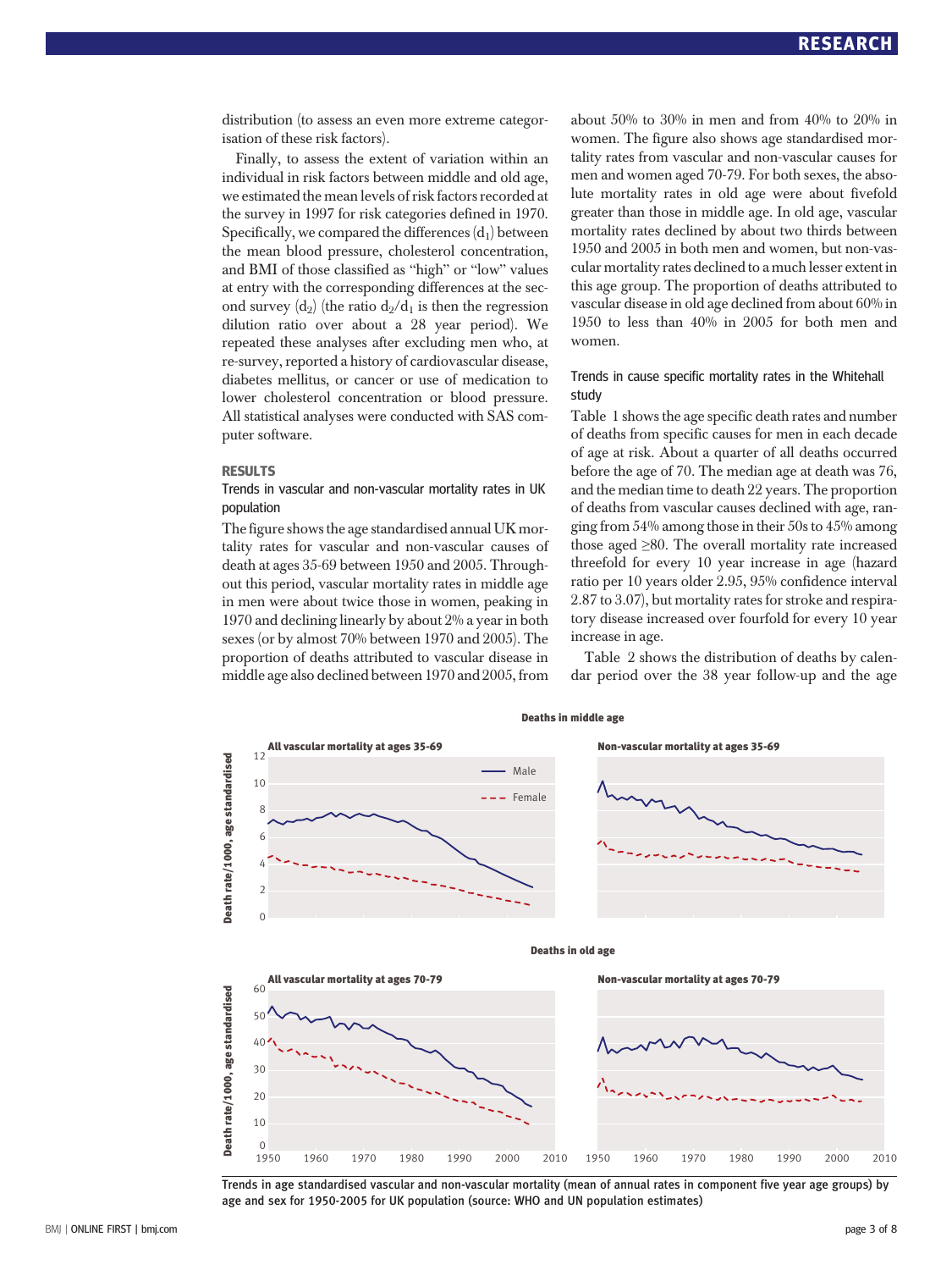distribution (to assess an even more extreme categorisation of these risk factors).

Finally, to assess the extent of variation within an individual in risk factors between middle and old age, we estimated the mean levels of risk factors recorded at the survey in 1997 for risk categories defined in 1970. Specifically, we compared the differences ($d_1$) between the mean blood pressure, cholesterol concentration, and BMI of those classified as "high" or "low" values at entry with the corresponding differences at the second survey ($d_2$) (the ratio $d_2/d_1$ is then the regression dilution ratio over about a 28 year period). We repeated these analyses after excluding men who, at re-survey, reported a history of cardiovascular disease, diabetes mellitus, or cancer or use of medication to lower cholesterol concentration or blood pressure. All statistical analyses were conducted with SAS computer software.

## RESULTS

### Trends in vascular and non-vascular mortality rates in UK population

The figure shows the age standardised annual UK mortality rates for vascular and non-vascular causes of death at ages 35-69 between 1950 and 2005. Throughout this period, vascular mortality rates in middle age in men were about twice those in women, peaking in 1970 and declining linearly by about 2% a year in both sexes (or by almost 70% between 1970 and 2005). The proportion of deaths attributed to vascular disease in middle age also declined between 1970 and 2005, from about 50% to 30% in men and from 40% to 20% in women. The figure also shows age standardised mortality rates from vascular and non-vascular causes for men and women aged 70-79. For both sexes, the absolute mortality rates in old age were about fivefold greater than those in middle age. In old age, vascular mortality rates declined by about two thirds between 1950 and 2005 in both men and women, but non-vascular mortality rates declined to a much lesser extent in this age group. The proportion of deaths attributed to vascular disease in old age declined from about 60% in 1950 to less than 40% in 2005 for both men and women.

### Trends in cause specific mortality rates in the Whitehall study

Table 1 shows the age specific death rates and number of deaths from specific causes for men in each decade of age at risk. About a quarter of all deaths occurred before the age of 70. The median age at death was 76, and the median time to death 22 years. The proportion of deaths from vascular causes declined with age, ranging from 54% among those in their 50s to 45% among those aged ≥80. The overall mortality rate increased threefold for every 10 year increase in age (hazard ratio per 10 years older 2.95, 95% confidence interval 2.87 to 3.07), but mortality rates for stroke and respiratory disease increased over fourfold for every 10 year increase in age.

Table 2 shows the distribution of deaths by calendar period over the 38 year follow-up and the age

Trends in age standardised vascular and non-vascular mortality (mean of annual rates in component five year age groups) by age and sex for 1950-2005 for UK population (source: WHO and UN population estimates)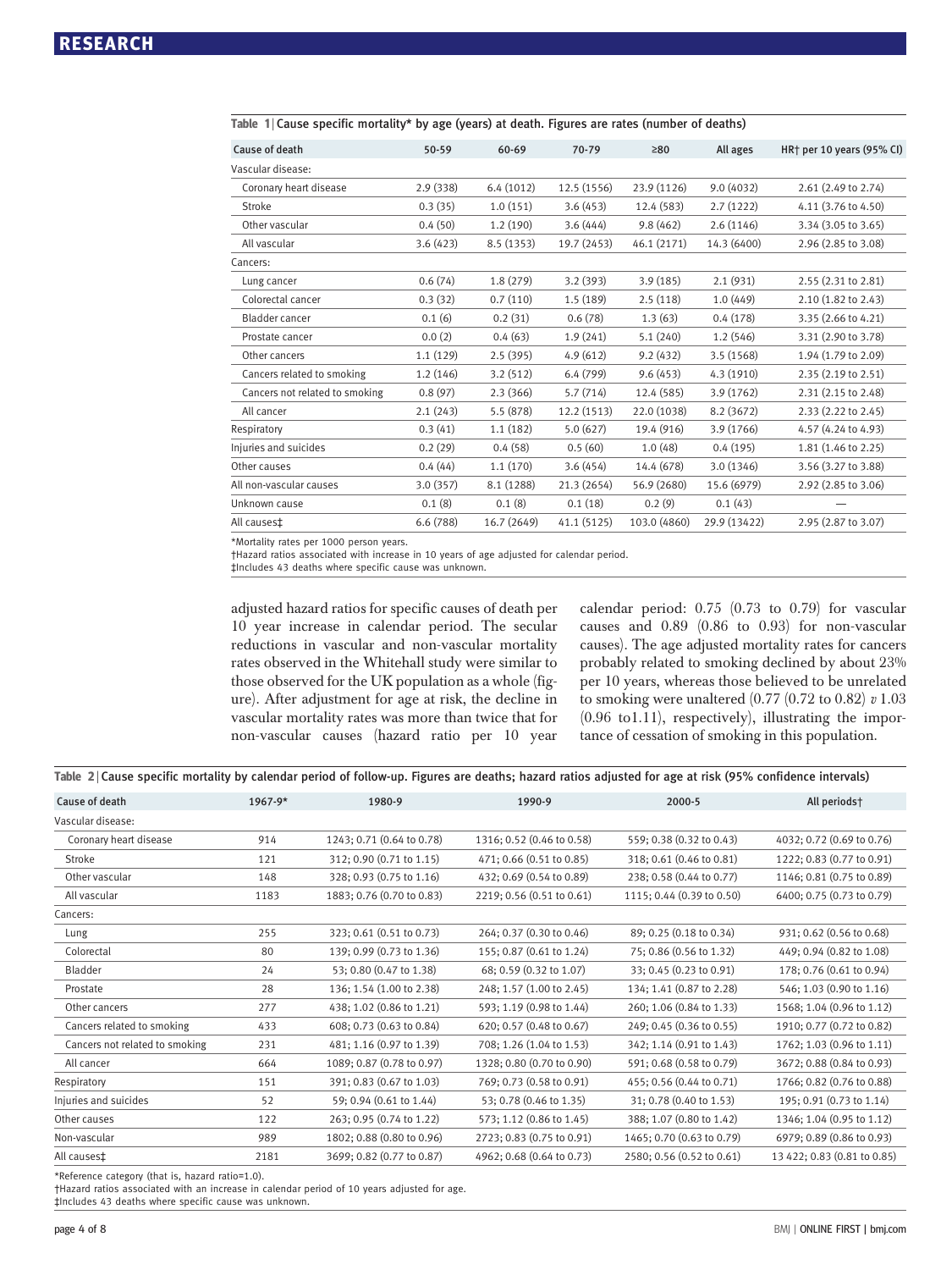Table 1 | Cause specific mortality* by age (years) at death. Figures are rates (number of deaths)

| Cause of death | 50-59 | 60-69 | 70-79 | ≥80 | All ages | HR† per 10 years (95% CI) |
|---|---|---|---|---|---|---|
| Vascular disease: | | | | | | |
| Coronary heart disease | 2.9 (338) | 6.4 (1012) | 12.5 (1556) | 23.9 (1126) | 9.0 (4032) | 2.61 (2.49 to 2.74) |
| Stroke | 0.3 (35) | 1.0 (151) | 3.6 (453) | 12.4 (583) | 2.7 (1222) | 4.11 (3.76 to 4.50) |
| Other vascular | 0.4 (50) | 1.2 (190) | 3.6 (444) | 9.8 (462) | 2.6 (1146) | 3.34 (3.05 to 3.65) |
| All vascular | 3.6 (423) | 8.5 (1353) | 19.7 (2453) | 46.1 (2171) | 14.3 (6400) | 2.96 (2.85 to 3.08) |
| Cancers: | | | | | | |
| Lung cancer | 0.6 (74) | 1.8 (279) | 3.2 (393) | 3.9 (185) | 2.1 (931) | 2.55 (2.31 to 2.81) |
| Colorectal cancer | 0.3 (32) | 0.7 (110) | 1.5 (189) | 2.5 (118) | 1.0 (449) | 2.10 (1.82 to 2.43) |
| Bladder cancer | 0.1 (6) | 0.2 (31) | 0.6 (78) | 1.3 (63) | 0.4 (178) | 3.35 (2.66 to 4.21) |
| Prostate cancer | 0.0 (2) | 0.4 (63) | 1.9 (241) | 5.1 (240) | 1.2 (546) | 3.31 (2.90 to 3.78) |
| Other cancers | 1.1 (129) | 2.5 (395) | 4.9 (612) | 9.2 (432) | 3.5 (1568) | 1.94 (1.79 to 2.09) |
| Cancers related to smoking | 1.2 (146) | 3.2 (512) | 6.4 (799) | 9.6 (453) | 4.3 (1910) | 2.35 (2.19 to 2.51) |
| Cancers not related to smoking | 0.8 (97) | 2.3 (366) | 5.7 (714) | 12.4 (585) | 3.9 (1762) | 2.31 (2.15 to 2.48) |
| All cancer | 2.1 (243) | 5.5 (878) | 12.2 (1513) | 22.0 (1038) | 8.2 (3672) | 2.33 (2.22 to 2.45) |
| Respiratory | 0.3 (41) | 1.1 (182) | 5.0 (627) | 19.4 (916) | 3.9 (1766) | 4.57 (4.24 to 4.93) |
| Injuries and suicides | 0.2 (29) | 0.4 (58) | 0.5 (60) | 1.0 (48) | 0.4 (195) | 1.81 (1.46 to 2.25) |
| Other causes | 0.4 (44) | 1.1 (170) | 3.6 (454) | 14.4 (678) | 3.0 (1346) | 3.56 (3.27 to 3.88) |
| All non-vascular causes | 3.0 (357) | 8.1 (1288) | 21.3 (2654) | 56.9 (2680) | 15.6 (6979) | 2.92 (2.85 to 3.06) |
| Unknown cause | 0.1 (8) | 0.1 (8) | 0.1 (18) | 0.2 (9) | 0.1 (43) | — |
| All causes‡ | 6.6 (788) | 16.7 (2649) | 41.1 (5125) | 103.0 (4860) | 29.9 (13422) | 2.95 (2.87 to 3.07) |

*Mortality rates per 1000 person years.
†Hazard ratios associated with increase in 10 years of age adjusted for calendar period.
‡Includes 43 deaths where specific cause was unknown.

adjusted hazard ratios for specific causes of death per 10 year increase in calendar period. The secular reductions in vascular and non-vascular mortality rates observed in the Whitehall study were similar to those observed for the UK population as a whole (figure). After adjustment for age at risk, the decline in vascular mortality rates was more than twice that for non-vascular causes (hazard ratio per 10 year calendar period: 0.75 (0.73 to 0.79) for vascular causes and 0.89 (0.86 to 0.93) for non-vascular causes). The age adjusted mortality rates for cancers probably related to smoking declined by about 23% per 10 years, whereas those believed to be unrelated to smoking were unaltered (0.77 (0.72 to 0.82) *v* 1.03 (0.96 to1.11), respectively), illustrating the importance of cessation of smoking in this population.

Table 2 | Cause specific mortality by calendar period of follow-up. Figures are deaths; hazard ratios adjusted for age at risk (95% confidence intervals)

| Cause of death | 1967-9* | 1980-9 | 1990-9 | 2000-5 | All periods† |
|---|---|---|---|---|---|
| Vascular disease: | | | | | |
| Coronary heart disease | 914 | 1243; 0.71 (0.64 to 0.78) | 1316; 0.52 (0.46 to 0.58) | 559; 0.38 (0.32 to 0.43) | 4032; 0.72 (0.69 to 0.76) |
| Stroke | 121 | 312; 0.90 (0.71 to 1.15) | 471; 0.66 (0.51 to 0.85) | 318; 0.61 (0.46 to 0.81) | 1222; 0.83 (0.77 to 0.91) |
| Other vascular | 148 | 328; 0.93 (0.75 to 1.16) | 432; 0.69 (0.54 to 0.89) | 238; 0.58 (0.44 to 0.77) | 1146; 0.81 (0.75 to 0.89) |
| All vascular | 1183 | 1883; 0.76 (0.70 to 0.83) | 2219; 0.56 (0.51 to 0.61) | 1115; 0.44 (0.39 to 0.50) | 6400; 0.75 (0.73 to 0.79) |
| Cancers: | | | | | |
| Lung | 255 | 323; 0.61 (0.51 to 0.73) | 264; 0.37 (0.30 to 0.46) | 89; 0.25 (0.18 to 0.34) | 931; 0.62 (0.56 to 0.68) |
| Colorectal | 80 | 139; 0.99 (0.73 to 1.36) | 155; 0.87 (0.61 to 1.24) | 75; 0.86 (0.56 to 1.32) | 449; 0.94 (0.82 to 1.08) |
| Bladder | 24 | 53; 0.80 (0.47 to 1.38) | 68; 0.59 (0.32 to 1.07) | 33; 0.45 (0.23 to 0.91) | 178; 0.76 (0.61 to 0.94) |
| Prostate | 28 | 136; 1.54 (1.00 to 2.38) | 248; 1.57 (1.00 to 2.45) | 134; 1.41 (0.87 to 2.28) | 546; 1.03 (0.90 to 1.16) |
| Other cancers | 277 | 438; 1.02 (0.86 to 1.21) | 593; 1.19 (0.98 to 1.44) | 260; 1.06 (0.84 to 1.33) | 1568; 1.04 (0.96 to 1.12) |
| Cancers related to smoking | 433 | 608; 0.73 (0.63 to 0.84) | 620; 0.57 (0.48 to 0.67) | 249; 0.45 (0.36 to 0.55) | 1910; 0.77 (0.72 to 0.82) |
| Cancers not related to smoking | 231 | 481; 1.16 (0.97 to 1.39) | 708; 1.26 (1.04 to 1.53) | 342; 1.14 (0.91 to 1.43) | 1762; 1.03 (0.96 to 1.11) |
| All cancer | 664 | 1089; 0.87 (0.78 to 0.97) | 1328; 0.80 (0.70 to 0.90) | 591; 0.68 (0.58 to 0.79) | 3672; 0.88 (0.84 to 0.93) |
| Respiratory | 151 | 391; 0.83 (0.67 to 1.03) | 769; 0.73 (0.58 to 0.91) | 455; 0.56 (0.44 to 0.71) | 1766; 0.82 (0.76 to 0.88) |
| Injuries and suicides | 52 | 59; 0.94 (0.61 to 1.44) | 53; 0.78 (0.46 to 1.35) | 31; 0.78 (0.40 to 1.53) | 195; 0.91 (0.73 to 1.14) |
| Other causes | 122 | 263; 0.95 (0.74 to 1.22) | 573; 1.12 (0.86 to 1.45) | 388; 1.07 (0.80 to 1.42) | 1346; 1.04 (0.95 to 1.12) |
| Non-vascular | 989 | 1802; 0.88 (0.80 to 0.96) | 2723; 0.83 (0.75 to 0.91) | 1465; 0.70 (0.63 to 0.79) | 6979; 0.89 (0.86 to 0.93) |
| All causes‡ | 2181 | 3699; 0.82 (0.77 to 0.87) | 4962; 0.68 (0.64 to 0.73) | 2580; 0.56 (0.52 to 0.61) | 13 422; 0.83 (0.81 to 0.85) |

*Reference category (that is, hazard ratio=1.0).
†Hazard ratios associated with an increase in calendar period of 10 years adjusted for age.
‡Includes 43 deaths where specific cause was unknown.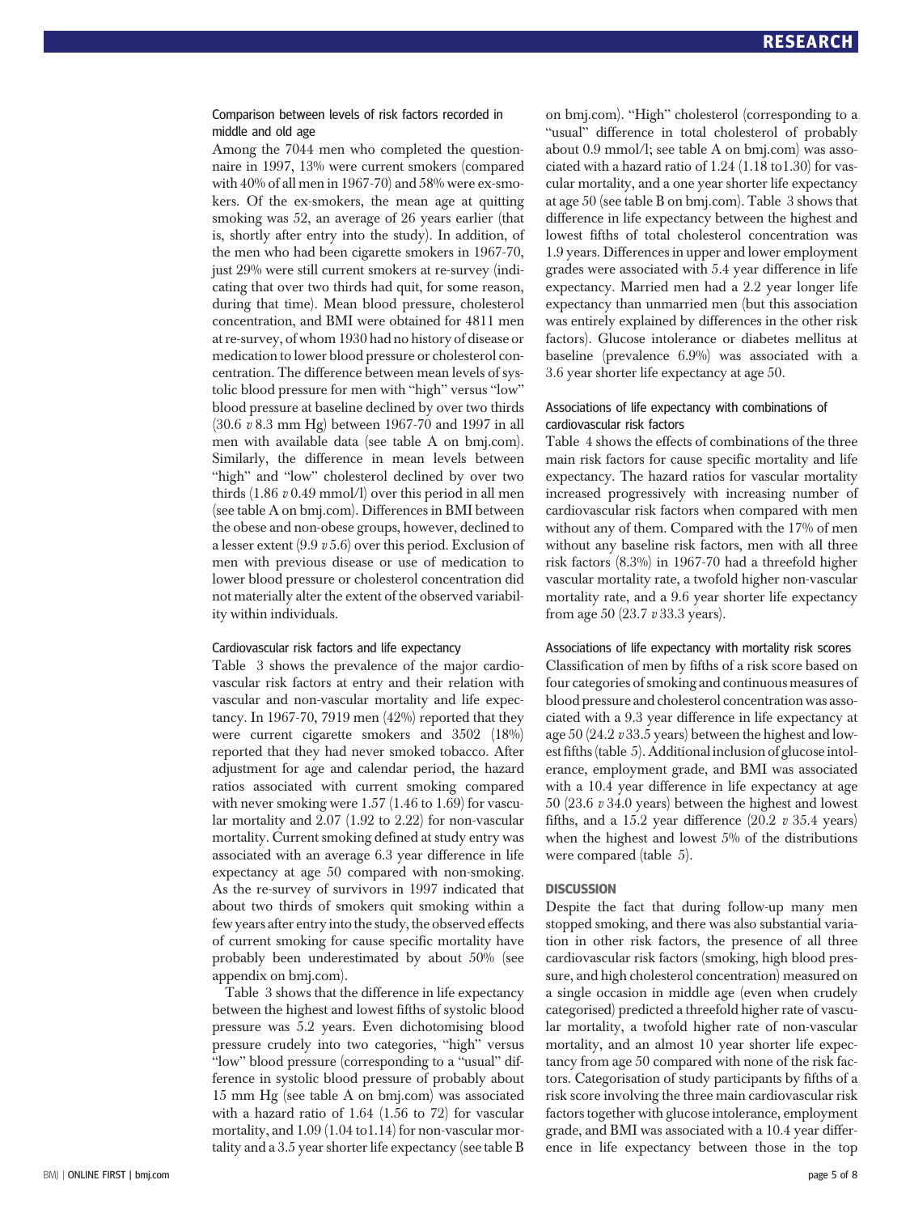### Comparison between levels of risk factors recorded in middle and old age

Among the 7044 men who completed the questionnaire in 1997, 13% were current smokers (compared with 40% of all men in 1967-70) and 58% were ex-smokers. Of the ex-smokers, the mean age at quitting smoking was 52, an average of 26 years earlier (that is, shortly after entry into the study). In addition, of the men who had been cigarette smokers in 1967-70, just 29% were still current smokers at re-survey (indicating that over two thirds had quit, for some reason, during that time). Mean blood pressure, cholesterol concentration, and BMI were obtained for 4811 men at re-survey, of whom 1930 had no history of disease or medication to lower blood pressure or cholesterol concentration. The difference between mean levels of systolic blood pressure for men with "high" versus "low" blood pressure at baseline declined by over two thirds (30.6 *v* 8.3 mm Hg) between 1967-70 and 1997 in all men with available data (see table A on bmj.com). Similarly, the difference in mean levels between "high" and "low" cholesterol declined by over two thirds (1.86 *v* 0.49 mmol/l) over this period in all men (see table A on bmj.com). Differences in BMI between the obese and non-obese groups, however, declined to a lesser extent (9.9 *v* 5.6) over this period. Exclusion of men with previous disease or use of medication to lower blood pressure or cholesterol concentration did not materially alter the extent of the observed variability within individuals.

### Cardiovascular risk factors and life expectancy

Table 3 shows the prevalence of the major cardiovascular risk factors at entry and their relation with vascular and non-vascular mortality and life expectancy. In 1967-70, 7919 men (42%) reported that they were current cigarette smokers and 3502 (18%) reported that they had never smoked tobacco. After adjustment for age and calendar period, the hazard ratios associated with current smoking compared with never smoking were 1.57 (1.46 to 1.69) for vascular mortality and 2.07 (1.92 to 2.22) for non-vascular mortality. Current smoking defined at study entry was associated with an average 6.3 year difference in life expectancy at age 50 compared with non-smoking. As the re-survey of survivors in 1997 indicated that about two thirds of smokers quit smoking within a few years after entry into the study, the observed effects of current smoking for cause specific mortality have probably been underestimated by about 50% (see appendix on bmj.com).

Table 3 shows that the difference in life expectancy between the highest and lowest fifths of systolic blood pressure was 5.2 years. Even dichotomising blood pressure crudely into two categories, "high" versus "low" blood pressure (corresponding to a "usual" difference in systolic blood pressure of probably about 15 mm Hg (see table A on bmj.com) was associated with a hazard ratio of 1.64 (1.56 to 72) for vascular mortality, and 1.09 (1.04 to1.14) for non-vascular mortality and a 3.5 year shorter life expectancy (see table B on bmj.com). "High" cholesterol (corresponding to a "usual" difference in total cholesterol of probably about 0.9 mmol/l; see table A on bmj.com) was associated with a hazard ratio of 1.24 (1.18 to1.30) for vascular mortality, and a one year shorter life expectancy at age 50 (see table B on bmj.com). Table 3 shows that difference in life expectancy between the highest and lowest fifths of total cholesterol concentration was 1.9 years. Differences in upper and lower employment grades were associated with 5.4 year difference in life expectancy. Married men had a 2.2 year longer life expectancy than unmarried men (but this association was entirely explained by differences in the other risk factors). Glucose intolerance or diabetes mellitus at baseline (prevalence 6.9%) was associated with a 3.6 year shorter life expectancy at age 50.

### Associations of life expectancy with combinations of cardiovascular risk factors

Table 4 shows the effects of combinations of the three main risk factors for cause specific mortality and life expectancy. The hazard ratios for vascular mortality increased progressively with increasing number of cardiovascular risk factors when compared with men without any of them. Compared with the 17% of men without any baseline risk factors, men with all three risk factors (8.3%) in 1967-70 had a threefold higher vascular mortality rate, a twofold higher non-vascular mortality rate, and a 9.6 year shorter life expectancy from age 50 (23.7 *v* 33.3 years).

### Associations of life expectancy with mortality risk scores

Classification of men by fifths of a risk score based on four categories of smoking and continuous measures of blood pressure and cholesterol concentration was associated with a 9.3 year difference in life expectancy at age 50 (24.2 *v* 33.5 years) between the highest and lowest fifths (table 5). Additional inclusion of glucose intolerance, employment grade, and BMI was associated with a 10.4 year difference in life expectancy at age 50 (23.6 *v* 34.0 years) between the highest and lowest fifths, and a 15.2 year difference (20.2 *v* 35.4 years) when the highest and lowest 5% of the distributions were compared (table 5).

## DISCUSSION

Despite the fact that during follow-up many men stopped smoking, and there was also substantial variation in other risk factors, the presence of all three cardiovascular risk factors (smoking, high blood pressure, and high cholesterol concentration) measured on a single occasion in middle age (even when crudely categorised) predicted a threefold higher rate of vascular mortality, a twofold higher rate of non-vascular mortality, and an almost 10 year shorter life expectancy from age 50 compared with none of the risk factors. Categorisation of study participants by fifths of a risk score involving the three main cardiovascular risk factors together with glucose intolerance, employment grade, and BMI was associated with a 10.4 year difference in life expectancy between those in the top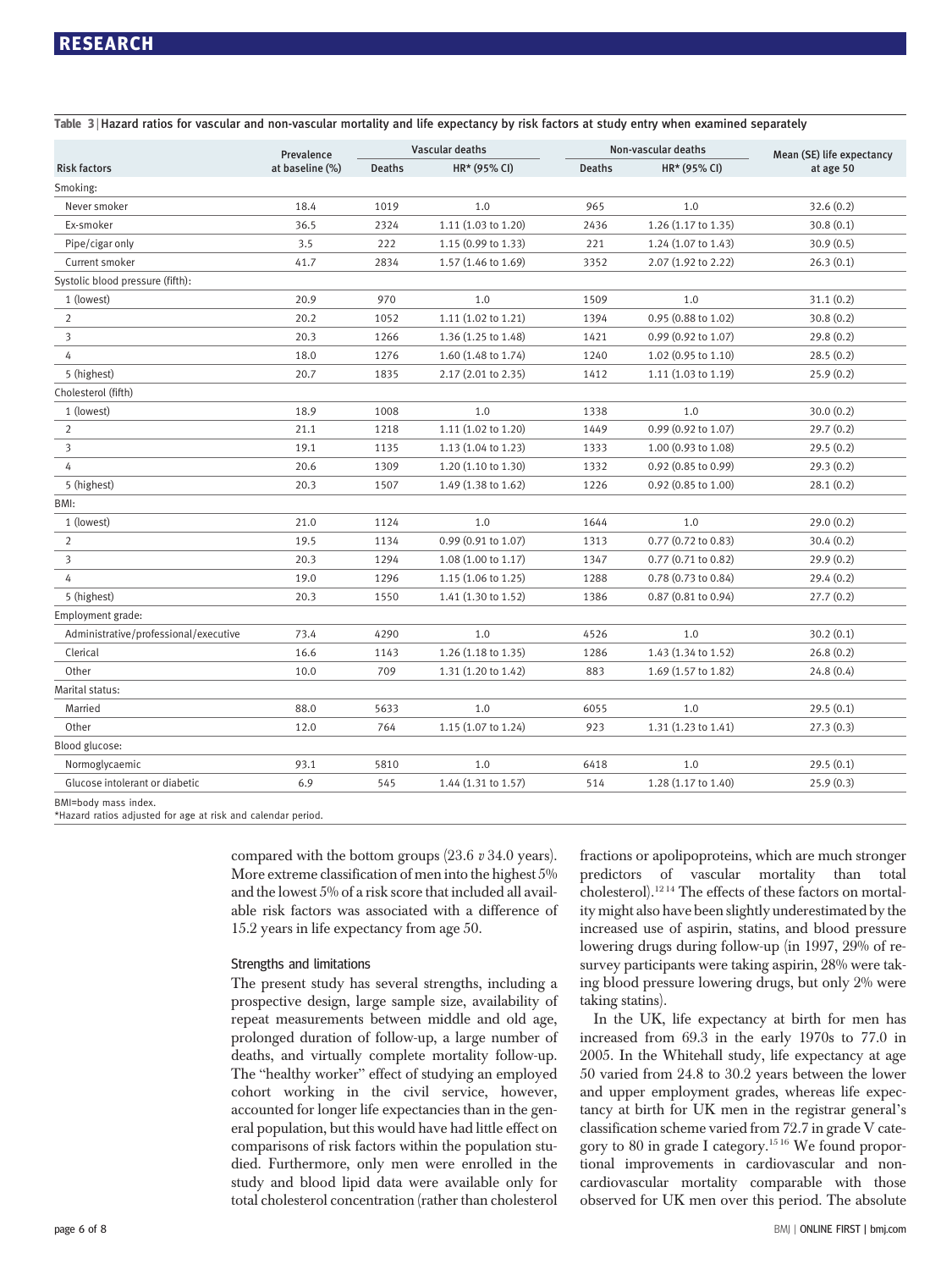**Table 3 | Hazard ratios for vascular and non-vascular mortality and life expectancy by risk factors at study entry when examined separately**

| Risk factors | Prevalence at baseline (%) | Vascular deaths | | Non-vascular deaths | | Mean (SE) life expectancy at age 50 |
|---|---|---|---|---|---|---|
| | | Deaths | HR* (95% CI) | Deaths | HR* (95% CI) | |
| Smoking: | | | | | | |
| Never smoker | 18.4 | 1019 | 1.0 | 965 | 1.0 | 32.6 (0.2) |
| Ex-smoker | 36.5 | 2324 | 1.11 (1.03 to 1.20) | 2436 | 1.26 (1.17 to 1.35) | 30.8 (0.1) |
| Pipe/cigar only | 3.5 | 222 | 1.15 (0.99 to 1.33) | 221 | 1.24 (1.07 to 1.43) | 30.9 (0.5) |
| Current smoker | 41.7 | 2834 | 1.57 (1.46 to 1.69) | 3352 | 2.07 (1.92 to 2.22) | 26.3 (0.1) |
| Systolic blood pressure (fifth): | | | | | | |
| 1 (lowest) | 20.9 | 970 | 1.0 | 1509 | 1.0 | 31.1 (0.2) |
| 2 | 20.2 | 1052 | 1.11 (1.02 to 1.21) | 1394 | 0.95 (0.88 to 1.02) | 30.8 (0.2) |
| 3 | 20.3 | 1266 | 1.36 (1.25 to 1.48) | 1421 | 0.99 (0.92 to 1.07) | 29.8 (0.2) |
| 4 | 18.0 | 1276 | 1.60 (1.48 to 1.74) | 1240 | 1.02 (0.95 to 1.10) | 28.5 (0.2) |
| 5 (highest) | 20.7 | 1835 | 2.17 (2.01 to 2.35) | 1412 | 1.11 (1.03 to 1.19) | 25.9 (0.2) |
| Cholesterol (fifth) | | | | | | |
| 1 (lowest) | 18.9 | 1008 | 1.0 | 1338 | 1.0 | 30.0 (0.2) |
| 2 | 21.1 | 1218 | 1.11 (1.02 to 1.20) | 1449 | 0.99 (0.92 to 1.07) | 29.7 (0.2) |
| 3 | 19.1 | 1135 | 1.13 (1.04 to 1.23) | 1333 | 1.00 (0.93 to 1.08) | 29.5 (0.2) |
| 4 | 20.6 | 1309 | 1.20 (1.10 to 1.30) | 1332 | 0.92 (0.85 to 0.99) | 29.3 (0.2) |
| 5 (highest) | 20.3 | 1507 | 1.49 (1.38 to 1.62) | 1226 | 0.92 (0.85 to 1.00) | 28.1 (0.2) |
| BMI: | | | | | | |
| 1 (lowest) | 21.0 | 1124 | 1.0 | 1644 | 1.0 | 29.0 (0.2) |
| 2 | 19.5 | 1134 | 0.99 (0.91 to 1.07) | 1313 | 0.77 (0.72 to 0.83) | 30.4 (0.2) |
| 3 | 20.3 | 1294 | 1.08 (1.00 to 1.17) | 1347 | 0.77 (0.71 to 0.82) | 29.9 (0.2) |
| 4 | 19.0 | 1296 | 1.15 (1.06 to 1.25) | 1288 | 0.78 (0.73 to 0.84) | 29.4 (0.2) |
| 5 (highest) | 20.3 | 1550 | 1.41 (1.30 to 1.52) | 1386 | 0.87 (0.81 to 0.94) | 27.7 (0.2) |
| Employment grade: | | | | | | |
| Administrative/professional/executive | 73.4 | 4290 | 1.0 | 4526 | 1.0 | 30.2 (0.1) |
| Clerical | 16.6 | 1143 | 1.26 (1.18 to 1.35) | 1286 | 1.43 (1.34 to 1.52) | 26.8 (0.2) |
| Other | 10.0 | 709 | 1.31 (1.20 to 1.42) | 883 | 1.69 (1.57 to 1.82) | 24.8 (0.4) |
| Marital status: | | | | | | |
| Married | 88.0 | 5633 | 1.0 | 6055 | 1.0 | 29.5 (0.1) |
| Other | 12.0 | 764 | 1.15 (1.07 to 1.24) | 923 | 1.31 (1.23 to 1.41) | 27.3 (0.3) |
| Blood glucose: | | | | | | |
| Normoglycaemic | 93.1 | 5810 | 1.0 | 6418 | 1.0 | 29.5 (0.1) |
| Glucose intolerant or diabetic | 6.9 | 545 | 1.44 (1.31 to 1.57) | 514 | 1.28 (1.17 to 1.40) | 25.9 (0.3) |

BMI=body mass index.
*Hazard ratios adjusted for age at risk and calendar period.

compared with the bottom groups (23.6 *v* 34.0 years). More extreme classification of men into the highest 5% and the lowest 5% of a risk score that included all available risk factors was associated with a difference of 15.2 years in life expectancy from age 50.

### Strengths and limitations

The present study has several strengths, including a prospective design, large sample size, availability of repeat measurements between middle and old age, prolonged duration of follow-up, a large number of deaths, and virtually complete mortality follow-up. The "healthy worker" effect of studying an employed cohort working in the civil service, however, accounted for longer life expectancies than in the general population, but this would have had little effect on comparisons of risk factors within the population studied. Furthermore, only men were enrolled in the study and blood lipid data were available only for total cholesterol concentration (rather than cholesterol fractions or apolipoproteins, which are much stronger predictors of vascular mortality than total cholesterol).[12,14] The effects of these factors on mortality might also have been slightly underestimated by the increased use of aspirin, statins, and blood pressure lowering drugs during follow-up (in 1997, 29% of resurvey participants were taking aspirin, 28% were taking blood pressure lowering drugs, but only 2% were taking statins).

In the UK, life expectancy at birth for men has increased from 69.3 in the early 1970s to 77.0 in 2005. In the Whitehall study, life expectancy at age 50 varied from 24.8 to 30.2 years between the lower and upper employment grades, whereas life expectancy at birth for UK men in the registrar general's classification scheme varied from 72.7 in grade V category to 80 in grade I category.[15,16] We found proportional improvements in cardiovascular and non-cardiovascular mortality comparable with those observed for UK men over this period. The absolute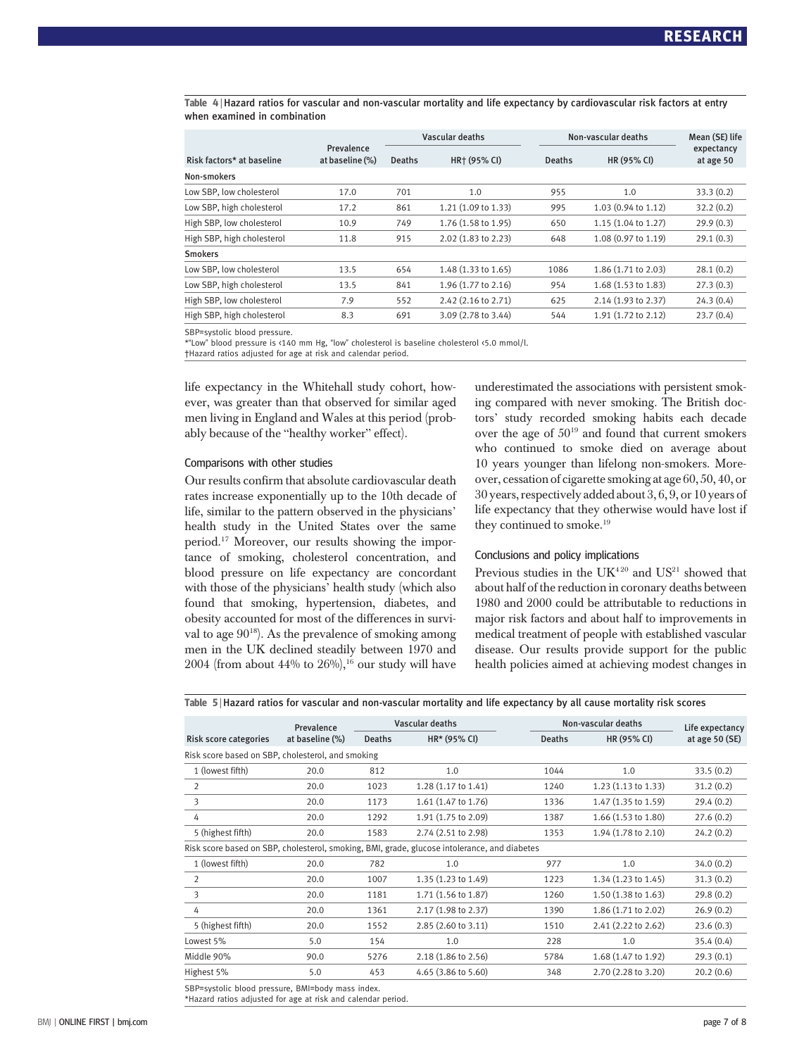Table 4 | Hazard ratios for vascular and non-vascular mortality and life expectancy by cardiovascular risk factors at entry when examined in combination

| Risk factors* at baseline | Prevalence at baseline (%) | Vascular deaths | | Non-vascular deaths | | Mean (SE) life expectancy at age 50 |
|---|---|---|---|---|---|---|
| | | Deaths | HR† (95% CI) | Deaths | HR (95% CI) | |
| **Non-smokers** | | | | | | |
| Low SBP, low cholesterol | 17.0 | 701 | 1.0 | 955 | 1.0 | 33.3 (0.2) |
| Low SBP, high cholesterol | 17.2 | 861 | 1.21 (1.09 to 1.33) | 995 | 1.03 (0.94 to 1.12) | 32.2 (0.2) |
| High SBP, low cholesterol | 10.9 | 749 | 1.76 (1.58 to 1.95) | 650 | 1.15 (1.04 to 1.27) | 29.9 (0.3) |
| High SBP, high cholesterol | 11.8 | 915 | 2.02 (1.83 to 2.23) | 648 | 1.08 (0.97 to 1.19) | 29.1 (0.3) |
| **Smokers** | | | | | | |
| Low SBP, low cholesterol | 13.5 | 654 | 1.48 (1.33 to 1.65) | 1086 | 1.86 (1.71 to 2.03) | 28.1 (0.2) |
| Low SBP, high cholesterol | 13.5 | 841 | 1.96 (1.77 to 2.16) | 954 | 1.68 (1.53 to 1.83) | 27.3 (0.3) |
| High SBP, low cholesterol | 7.9 | 552 | 2.42 (2.16 to 2.71) | 625 | 2.14 (1.93 to 2.37) | 24.3 (0.4) |
| High SBP, high cholesterol | 8.3 | 691 | 3.09 (2.78 to 3.44) | 544 | 1.91 (1.72 to 2.12) | 23.7 (0.4) |

SBP=systolic blood pressure.
*"Low" blood pressure is <140 mm Hg, "low" cholesterol is baseline cholesterol <5.0 mmol/l.
†Hazard ratios adjusted for age at risk and calendar period.

life expectancy in the Whitehall study cohort, however, was greater than that observed for similar aged men living in England and Wales at this period (probably because of the "healthy worker" effect).

### Comparisons with other studies

Our results confirm that absolute cardiovascular death rates increase exponentially up to the 10th decade of life, similar to the pattern observed in the physicians' health study in the United States over the same period.[17] Moreover, our results showing the importance of smoking, cholesterol concentration, and blood pressure on life expectancy are concordant with those of the physicians' health study (which also found that smoking, hypertension, diabetes, and obesity accounted for most of the differences in survival to age 90[18]). As the prevalence of smoking among men in the UK declined steadily between 1970 and 2004 (from about 44% to 26%),[16] our study will have underestimated the associations with persistent smoking compared with never smoking. The British doctors' study recorded smoking habits each decade over the age of 50[19] and found that current smokers who continued to smoke died on average about 10 years younger than lifelong non-smokers. Moreover, cessation of cigarette smoking at age 60, 50, 40, or 30 years, respectively added about 3, 6, 9, or 10 years of life expectancy that they otherwise would have lost if they continued to smoke.[19]

### Conclusions and policy implications

Previous studies in the UK[4 20] and US[21] showed that about half of the reduction in coronary deaths between 1980 and 2000 could be attributable to reductions in major risk factors and about half to improvements in medical treatment of people with established vascular disease. Our results provide support for the public health policies aimed at achieving modest changes in

Table 5 | Hazard ratios for vascular and non-vascular mortality and life expectancy by all cause mortality risk scores

| Risk score categories | Prevalence at baseline (%) | Vascular deaths | | Non-vascular deaths | | Life expectancy at age 50 (SE) |
|---|---|---|---|---|---|---|
| | | Deaths | HR* (95% CI) | Deaths | HR (95% CI) | |
| Risk score based on SBP, cholesterol, and smoking | | | | | | |
| 1 (lowest fifth) | 20.0 | 812 | 1.0 | 1044 | 1.0 | 33.5 (0.2) |
| 2 | 20.0 | 1023 | 1.28 (1.17 to 1.41) | 1240 | 1.23 (1.13 to 1.33) | 31.2 (0.2) |
| 3 | 20.0 | 1173 | 1.61 (1.47 to 1.76) | 1336 | 1.47 (1.35 to 1.59) | 29.4 (0.2) |
| 4 | 20.0 | 1292 | 1.91 (1.75 to 2.09) | 1387 | 1.66 (1.53 to 1.80) | 27.6 (0.2) |
| 5 (highest fifth) | 20.0 | 1583 | 2.74 (2.51 to 2.98) | 1353 | 1.94 (1.78 to 2.10) | 24.2 (0.2) |
| Risk score based on SBP, cholesterol, smoking, BMI, grade, glucose intolerance, and diabetes | | | | | | |
| 1 (lowest fifth) | 20.0 | 782 | 1.0 | 977 | 1.0 | 34.0 (0.2) |
| 2 | 20.0 | 1007 | 1.35 (1.23 to 1.49) | 1223 | 1.34 (1.23 to 1.45) | 31.3 (0.2) |
| 3 | 20.0 | 1181 | 1.71 (1.56 to 1.87) | 1260 | 1.50 (1.38 to 1.63) | 29.8 (0.2) |
| 4 | 20.0 | 1361 | 2.17 (1.98 to 2.37) | 1390 | 1.86 (1.71 to 2.02) | 26.9 (0.2) |
| 5 (highest fifth) | 20.0 | 1552 | 2.85 (2.60 to 3.11) | 1510 | 2.41 (2.22 to 2.62) | 23.6 (0.3) |
| Lowest 5% | 5.0 | 154 | 1.0 | 228 | 1.0 | 35.4 (0.4) |
| Middle 90% | 90.0 | 5276 | 2.18 (1.86 to 2.56) | 5784 | 1.68 (1.47 to 1.92) | 29.3 (0.1) |
| Highest 5% | 5.0 | 453 | 4.65 (3.86 to 5.60) | 348 | 2.70 (2.28 to 3.20) | 20.2 (0.6) |

SBP=systolic blood pressure, BMI=body mass index.
*Hazard ratios adjusted for age at risk and calendar period.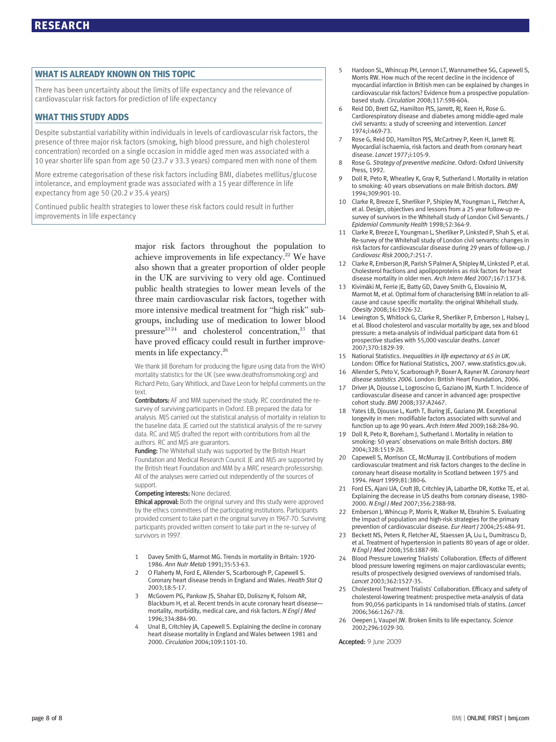## WHAT IS ALREADY KNOWN ON THIS TOPIC

There has been uncertainty about the limits of life expectancy and the relevance of cardiovascular risk factors for prediction of life expectancy

## WHAT THIS STUDY ADDS

Despite substantial variability within individuals in levels of cardiovascular risk factors, the presence of three major risk factors (smoking, high blood pressure, and high cholesterol concentration) recorded on a single occasion in middle aged men was associated with a 10 year shorter life span from age 50 (23.7 *v* 33.3 years) compared men with none of them

More extreme categorisation of these risk factors including BMI, diabetes mellitus/glucose intolerance, and employment grade was associated with a 15 year difference in life expectancy from age 50 (20.2 *v* 35.4 years)

Continued public health strategies to lower these risk factors could result in further improvements in life expectancy

major risk factors throughout the population to achieve improvements in life expectancy.[22] We have also shown that a greater proportion of older people in the UK are surviving to very old age. Continued public health strategies to lower mean levels of the three main cardiovascular risk factors, together with more intensive medical treatment for "high risk" subgroups, including use of medication to lower blood pressure[23,24] and cholesterol concentration,[25] that have proved efficacy could result in further improvements in life expectancy.[26]

We thank Jill Boreham for producing the figure using data from the WHO mortality statistics for the UK (see www.deathsfromsmoking.org) and Richard Peto, Gary Whitlock, and Dave Leon for helpful comments on the text.

**Contributors:** AF and MM supervised the study. RC coordinated the re-survey of surviving participants in Oxford. EB prepared the data for analysis. MJS carried out the statistical analysis of mortality in relation to the baseline data. JE carried out the statistical analysis of the re-survey data. RC and MJS drafted the report with contributions from all the authors. RC and MJS are guarantors.

**Funding:** The Whitehall study was supported by the British Heart Foundation and Medical Research Council. JE and MJS are supported by the British Heart Foundation and MM by a MRC research professorship. All of the analyses were carried out independently of the sources of support.

**Competing interests:** None declared.

**Ethical approval:** Both the original survey and this study were approved by the ethics committees of the participating institutions. Participants provided consent to take part in the original survey in 1967-70. Surviving participants provided written consent to take part in the re-survey of survivors in 1997.

1. Davey Smith G, Marmot MG. Trends in mortality in Britain: 1920-1986. *Ann Nutr Metab* 1991;35:53-63.
2. O Flaherty M, Ford E, Allender S, Scarborough P, Capewell S. Coronary heart disease trends in England and Wales. *Health Stat Q* 2003;18:5-17.
3. McGovern PG, Pankow JS, Shahar ED, Doliszny K, Folsom AR, Blackburn H, et al. Recent trends in acute coronary heart disease—mortality, morbidity, medical care, and risk factors. *N Engl J Med* 1996;334:884-90.
4. Unal B, Critchley JA, Capewell S. Explaining the decline in coronary heart disease mortality in England and Wales between 1981 and 2000. *Circulation* 2004;109:1101-10.
5. Hardoon SL, Whincup PH, Lennon LT, Wannamethee SG, Capewell S, Morris RW. How much of the recent decline in the incidence of myocardial infarction in British men can be explained by changes in cardiovascular risk factors? Evidence from a prospective population-based study. *Circulation* 2008;117:598-604.
6. Reid DD, Brett GZ, Hamilton PJS, Jarrett, RJ, Keen H, Rose G. Cardiorespiratory disease and diabetes among middle-aged male civil servants: a study of screening and intervention. *Lancet* 1974;i:469-73.
7. Rose G, Reid DD, Hamilton PJS, McCartney P, Keen H, Jarrett RJ. Myocardial ischaemia, risk factors and death from coronary heart disease. *Lancet* 1977;i:105-9.
8. Rose G. *Strategy of preventive medicine*. Oxford: Oxford University Press, 1992.
9. Doll R, Peto R, Wheatley K, Gray R, Sutherland I. Mortality in relation to smoking: 40 years observations on male British doctors. *BMJ* 1994;309:901-10.
10. Clarke R, Breeze E, Sherliker P, Shipley M, Youngman L, Fletcher A, et al. Design, objectives and lessons from a 25 year follow-up re-survey of survivors in the Whitehall study of London Civil Servants. *J Epidemiol Community Health* 1998;52:364-9.
11. Clarke R, Breeze E, Youngman L, Sherliker P, Linksted P, Shah S, et al. Re-survey of the Whitehall study of London civil servants: changes in risk factors for cardiovascular disease during 29 years of follow-up. *J Cardiovasc Risk* 2000;7:251-7.
12. Clarke R, Emberson JR, Parish S Palmer A, Shipley M, Linksted P, et al. Cholesterol fractions and apolipoproteins as risk factors for heart disease mortality in older men. *Arch Intern Med* 2007;167:1373-8.
13. Kivimäki M, Ferrie JE, Batty GD, Davey Smith G, Elovainio M, Marmot M, et al. Optimal form of characterising BMI in relation to all-cause and cause specific mortality: the original Whitehall study. *Obesity* 2008;16:1926-32.
14. Lewington S, Whitlock G, Clarke R, Sherliker P, Emberson J, Halsey J, et al. Blood cholesterol and vascular mortality by age, sex and blood pressure: a meta-analysis of individual participant data from 61 prospective studies with 55,000 vascular deaths. *Lancet* 2007;370:1829-39.
15. National Statistics. *Inequalities in life expectancy at 65 in UK*. London: Office for National Statistics, 2007. www.statistics.gov.uk.
16. Allender S, Peto V, Scarborough P, Boxer A, Rayner M. *Coronary heart disease statistics 2006*. London: British Heart Foundation, 2006.
17. Driver JA, Djousse L, Logroscino G, Gaziano JM, Kurth T. Incidence of cardiovascular disease and cancer in advanced age: prospective cohort study. *BMJ* 2008;337:A2467.
18. Yates LB, Djousse L, Kurth T, Buring JE, Gaziano JM. Exceptional longevity in men: modifiable factors associated with survival and function up to age 90 years. *Arch Intern Med* 2009;168:284-90.
19. Doll R, Peto R, Boreham J, Sutherland I. Mortality in relation to smoking: 50 years' observations on male British doctors. *BMJ* 2004;328:1519-28.
20. Capewell S, Morrison CE, McMurray JJ. Contributions of modern cardiovascular treatment and risk factors changes to the decline in coronary heart disease mortality in Scotland between 1975 and 1994. *Heart* 1999;81:380-6.
21. Ford ES, Ajani UA, Croft JB, Critchley JA, Labarthe DR, Kottke TE, et al. Explaining the decrease in US deaths from coronary disease, 1980-2000. *N Engl J Med* 2007;356:2388-98.
22. Emberson J, Whincup P, Morris R, Walker M, Ebrahim S. Evaluating the impact of population and high-risk strategies for the primary prevention of cardiovascular disease. *Eur Heart J* 2004;25:484-91.
23. Beckett NS, Peters R, Fletcher AE, Staessen JA, Liu L, Dumitrascu D, et al. Treatment of hypertension in patients 80 years of age or older. *N Engl J Med* 2008;358:1887-98.
24. Blood Pressure Lowering Trialists' Collaboration. Effects of different blood pressure lowering regimens on major cardiovascular events; results of prospectively designed overviews of randomised trials. *Lancet* 2003;362:1527-35.
25. Cholesterol Treatment Trialists' Collaboration. Efficacy and safety of cholesterol-lowering treatment: prospective meta-analysis of data from 90,056 participants in 14 randomised trials of statins. *Lancet* 2006;366:1267-78.
26. Oeepen J, Vaupel JW. Broken limits to life expectancy. *Science* 2002;296:1029-30.

**Accepted:** 9 June 2009